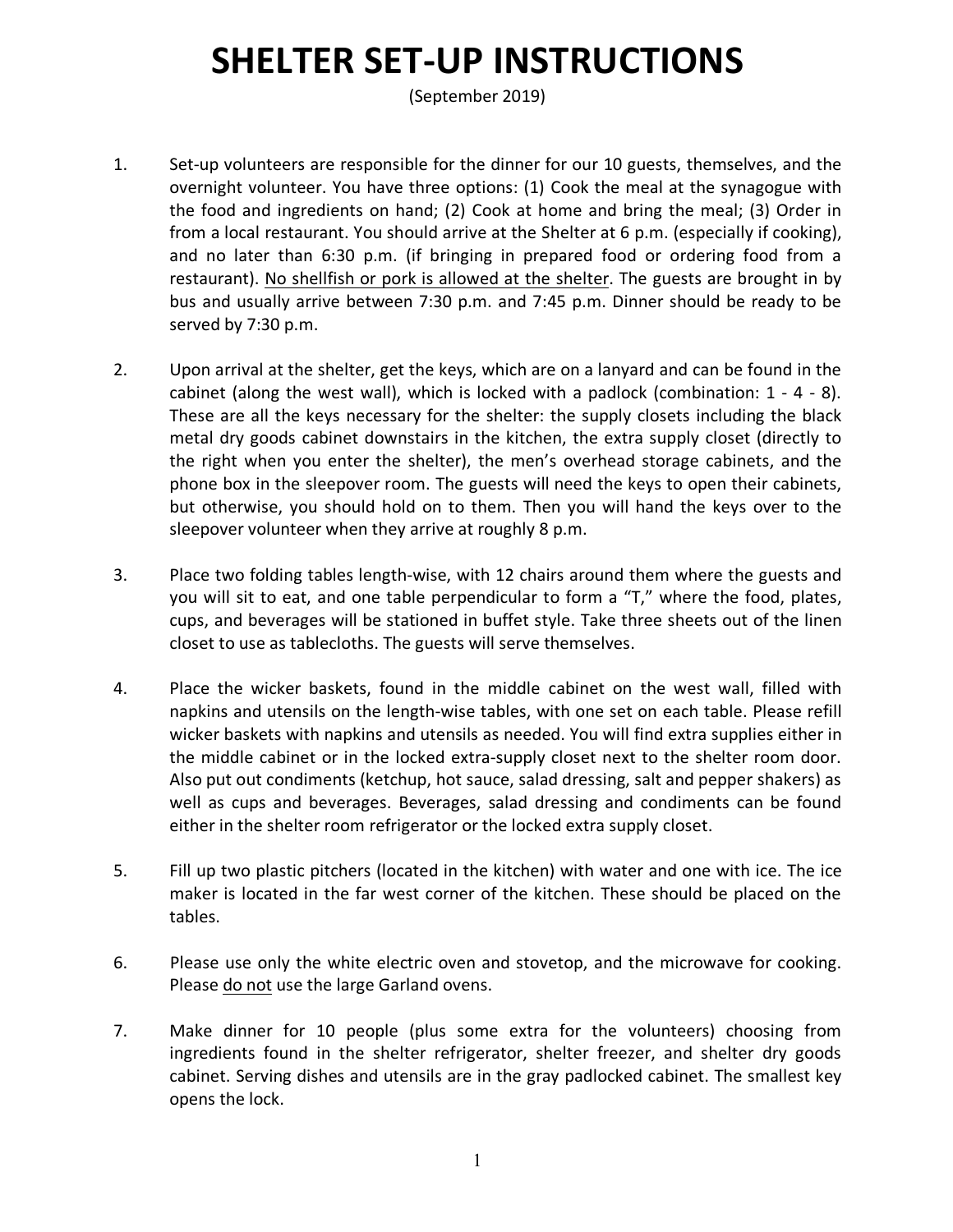# SHELTER SET-UP INSTRUCTIONS

(September 2019)

1. Set-up volunteers are responsible for the dinner for our 10 guests, themselves, and the overnight volunteer. You have three options: (1) Cook the meal at the synagogue with the food and ingredients on hand; (2) Cook at home and bring the meal; (3) Order in from a local restaurant. You should arrive at the Shelter at 6 p.m. (especially if cooking), and no later than 6:30 p.m. (if bringing in prepared food or ordering food from a restaurant). <u>No shellfish or pork is allowed at the shelter</u>. The guests are brought in by bus and usually arrive between 7:30 p.m. and 7:45 p.m. Dinner should be ready to be served by 7:30 p.m.

2. Upon arrival at the shelter, get the keys, which are on a lanyard and can be found in the cabinet (along the west wall), which is locked with a padlock (combination: 1 - 4 - 8). These are all the keys necessary for the shelter: the supply closets including the black metal dry goods cabinet downstairs in the kitchen, the extra supply closet (directly to the right when you enter the shelter), the men's overhead storage cabinets, and the phone box in the sleepover room. The guests will need the keys to open their cabinets, but otherwise, you should hold on to them. Then you will hand the keys over to the sleepover volunteer when they arrive at roughly 8 p.m.

3. Place two folding tables length-wise, with 12 chairs around them where the guests and you will sit to eat, and one table perpendicular to form a "T," where the food, plates, cups, and beverages will be stationed in buffet style. Take three sheets out of the linen closet to use as tablecloths. The guests will serve themselves.

4. Place the wicker baskets, found in the middle cabinet on the west wall, filled with napkins and utensils on the length-wise tables, with one set on each table. Please refill wicker baskets with napkins and utensils as needed. You will find extra supplies either in the middle cabinet or in the locked extra-supply closet next to the shelter room door. Also put out condiments (ketchup, hot sauce, salad dressing, salt and pepper shakers) as well as cups and beverages. Beverages, salad dressing and condiments can be found either in the shelter room refrigerator or the locked extra supply closet.

5. Fill up two plastic pitchers (located in the kitchen) with water and one with ice. The ice maker is located in the far west corner of the kitchen. These should be placed on the tables.

6. Please use only the white electric oven and stovetop, and the microwave for cooking. Please <u>do not</u> use the large Garland ovens.

7. Make dinner for 10 people (plus some extra for the volunteers) choosing from ingredients found in the shelter refrigerator, shelter freezer, and shelter dry goods cabinet. Serving dishes and utensils are in the gray padlocked cabinet. The smallest key opens the lock.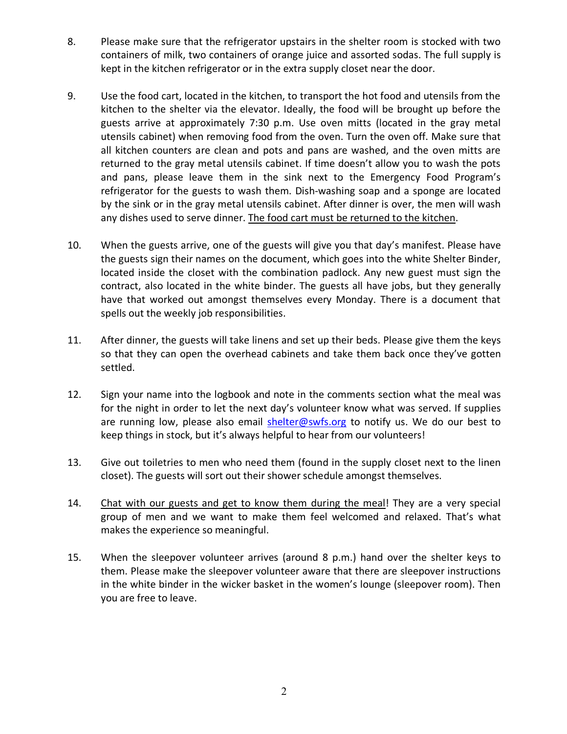8. Please make sure that the refrigerator upstairs in the shelter room is stocked with two containers of milk, two containers of orange juice and assorted sodas. The full supply is kept in the kitchen refrigerator or in the extra supply closet near the door.

9. Use the food cart, located in the kitchen, to transport the hot food and utensils from the kitchen to the shelter via the elevator. Ideally, the food will be brought up before the guests arrive at approximately 7:30 p.m. Use oven mitts (located in the gray metal utensils cabinet) when removing food from the oven. Turn the oven off. Make sure that all kitchen counters are clean and pots and pans are washed, and the oven mitts are returned to the gray metal utensils cabinet. If time doesn't allow you to wash the pots and pans, please leave them in the sink next to the Emergency Food Program's refrigerator for the guests to wash them. Dish-washing soap and a sponge are located by the sink or in the gray metal utensils cabinet. After dinner is over, the men will wash any dishes used to serve dinner. <u>The food cart must be returned to the kitchen</u>.

10. When the guests arrive, one of the guests will give you that day's manifest. Please have the guests sign their names on the document, which goes into the white Shelter Binder, located inside the closet with the combination padlock. Any new guest must sign the contract, also located in the white binder. The guests all have jobs, but they generally have that worked out amongst themselves every Monday. There is a document that spells out the weekly job responsibilities.

11. After dinner, the guests will take linens and set up their beds. Please give them the keys so that they can open the overhead cabinets and take them back once they've gotten settled.

12. Sign your name into the logbook and note in the comments section what the meal was for the night in order to let the next day's volunteer know what was served. If supplies are running low, please also email [shelter@swfs.org](mailto:shelter@swfs.org) to notify us. We do our best to keep things in stock, but it's always helpful to hear from our volunteers!

13. Give out toiletries to men who need them (found in the supply closet next to the linen closet). The guests will sort out their shower schedule amongst themselves.

14. <u>Chat with our guests and get to know them during the meal</u>! They are a very special group of men and we want to make them feel welcomed and relaxed. That's what makes the experience so meaningful.

15. When the sleepover volunteer arrives (around 8 p.m.) hand over the shelter keys to them. Please make the sleepover volunteer aware that there are sleepover instructions in the white binder in the wicker basket in the women's lounge (sleepover room). Then you are free to leave.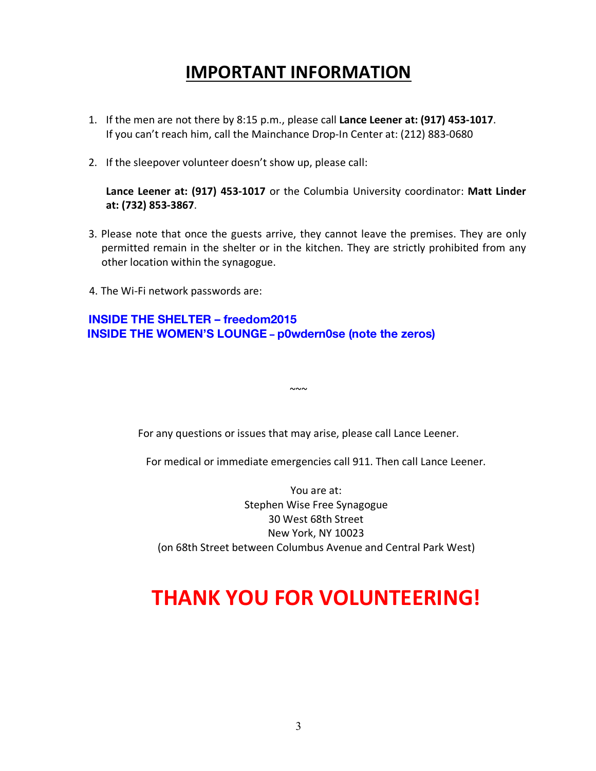# IMPORTANT INFORMATION

1. If the men are not there by 8:15 p.m., please call **Lance Leener at: (917) 453-1017**.
   If you can't reach him, call the Mainchance Drop-In Center at: (212) 883-0680

2. If the sleepover volunteer doesn't show up, please call:

   **Lance Leener at: (917) 453-1017** or the Columbia University coordinator: **Matt Linder at: (732) 853-3867**.

3. Please note that once the guests arrive, they cannot leave the premises. They are only permitted remain in the shelter or in the kitchen. They are strictly prohibited from any other location within the synagogue.

4. The Wi-Fi network passwords are:

**INSIDE THE SHELTER – freedom2015**
**INSIDE THE WOMEN'S LOUNGE – p0wdern0se (note the zeros)**

~~~

For any questions or issues that may arise, please call Lance Leener.

For medical or immediate emergencies call 911. Then call Lance Leener.

You are at:
Stephen Wise Free Synagogue
30 West 68th Street
New York, NY 10023
(on 68th Street between Columbus Avenue and Central Park West)

# THANK YOU FOR VOLUNTEERING!